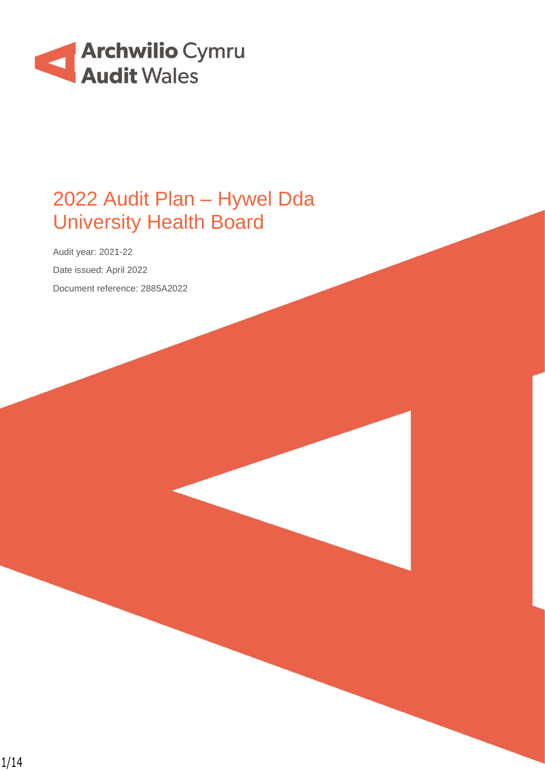Archwilio Cymru
Audit Wales

# 2022 Audit Plan – Hywel Dda University Health Board

Audit year: 2021-22

Date issued: April 2022

Document reference: 2885A2022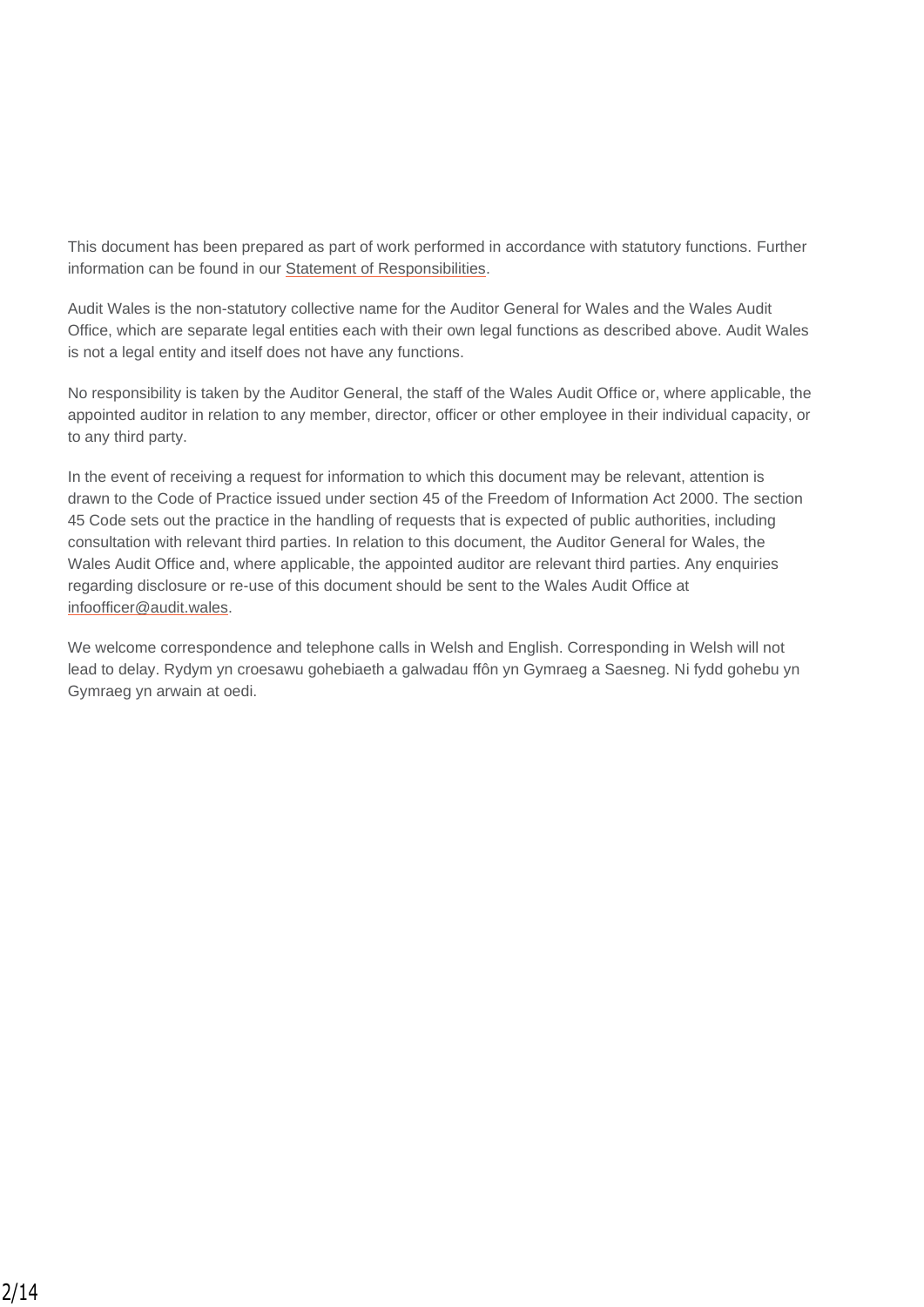This document has been prepared as part of work performed in accordance with statutory functions. Further information can be found in our Statement of Responsibilities.

Audit Wales is the non-statutory collective name for the Auditor General for Wales and the Wales Audit Office, which are separate legal entities each with their own legal functions as described above. Audit Wales is not a legal entity and itself does not have any functions.

No responsibility is taken by the Auditor General, the staff of the Wales Audit Office or, where applicable, the appointed auditor in relation to any member, director, officer or other employee in their individual capacity, or to any third party.

In the event of receiving a request for information to which this document may be relevant, attention is drawn to the Code of Practice issued under section 45 of the Freedom of Information Act 2000. The section 45 Code sets out the practice in the handling of requests that is expected of public authorities, including consultation with relevant third parties. In relation to this document, the Auditor General for Wales, the Wales Audit Office and, where applicable, the appointed auditor are relevant third parties. Any enquiries regarding disclosure or re-use of this document should be sent to the Wales Audit Office at infoofficer@audit.wales.

We welcome correspondence and telephone calls in Welsh and English. Corresponding in Welsh will not lead to delay. Rydym yn croesawu gohebiaeth a galwadau ffôn yn Gymraeg a Saesneg. Ni fydd gohebu yn Gymraeg yn arwain at oedi.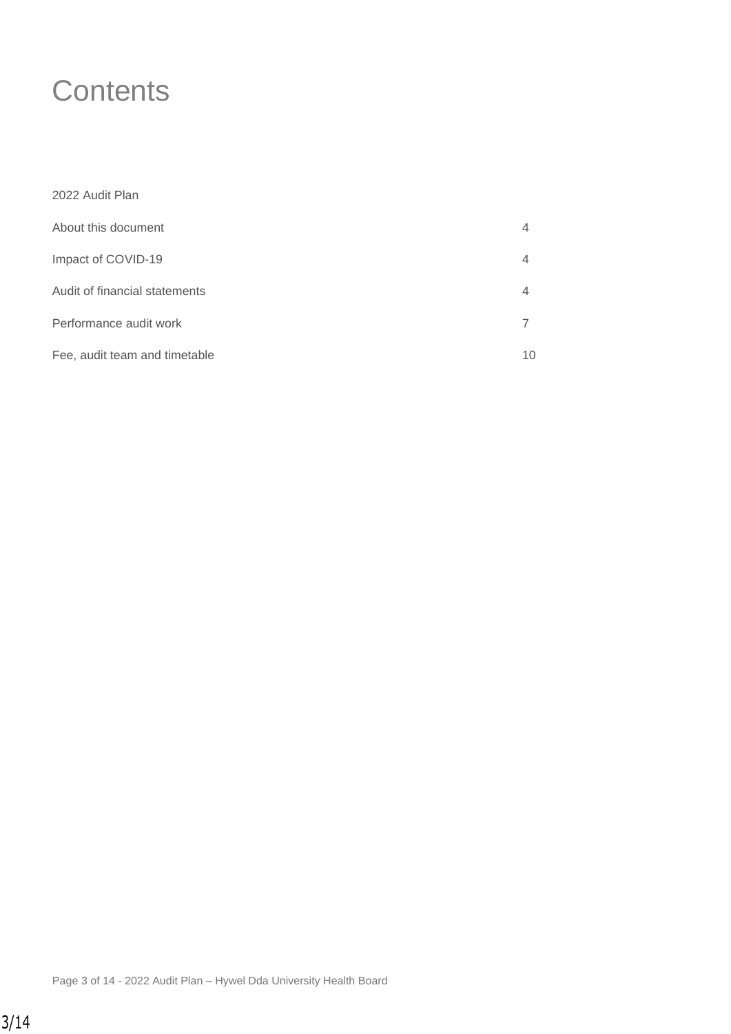# Contents

2022 Audit Plan

| | |
|---|---|
| About this document | 4 |
| Impact of COVID-19 | 4 |
| Audit of financial statements | 4 |
| Performance audit work | 7 |
| Fee, audit team and timetable | 10 |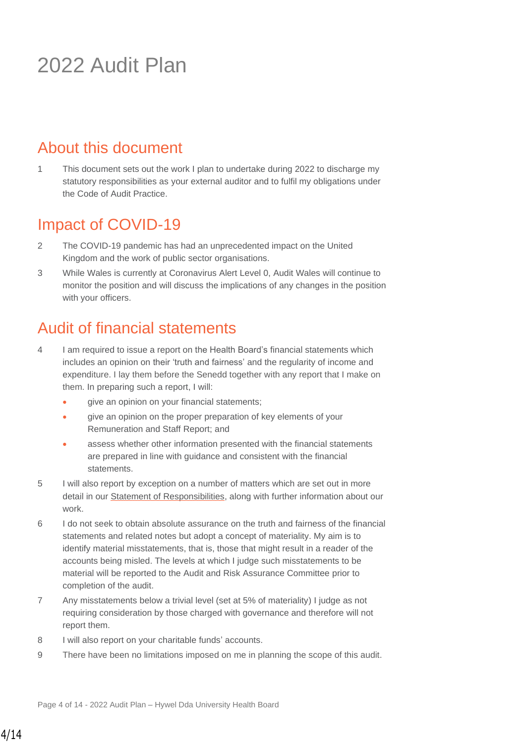# 2022 Audit Plan

## About this document

1 This document sets out the work I plan to undertake during 2022 to discharge my statutory responsibilities as your external auditor and to fulfil my obligations under the Code of Audit Practice.

## Impact of COVID-19

2 The COVID-19 pandemic has had an unprecedented impact on the United Kingdom and the work of public sector organisations.

3 While Wales is currently at Coronavirus Alert Level 0, Audit Wales will continue to monitor the position and will discuss the implications of any changes in the position with your officers.

## Audit of financial statements

4 I am required to issue a report on the Health Board's financial statements which includes an opinion on their 'truth and fairness' and the regularity of income and expenditure. I lay them before the Senedd together with any report that I make on them. In preparing such a report, I will:

- give an opinion on your financial statements;
- give an opinion on the proper preparation of key elements of your Remuneration and Staff Report; and
- assess whether other information presented with the financial statements are prepared in line with guidance and consistent with the financial statements.

5 I will also report by exception on a number of matters which are set out in more detail in our Statement of Responsibilities, along with further information about our work.

6 I do not seek to obtain absolute assurance on the truth and fairness of the financial statements and related notes but adopt a concept of materiality. My aim is to identify material misstatements, that is, those that might result in a reader of the accounts being misled. The levels at which I judge such misstatements to be material will be reported to the Audit and Risk Assurance Committee prior to completion of the audit.

7 Any misstatements below a trivial level (set at 5% of materiality) I judge as not requiring consideration by those charged with governance and therefore will not report them.

8 I will also report on your charitable funds' accounts.

9 There have been no limitations imposed on me in planning the scope of this audit.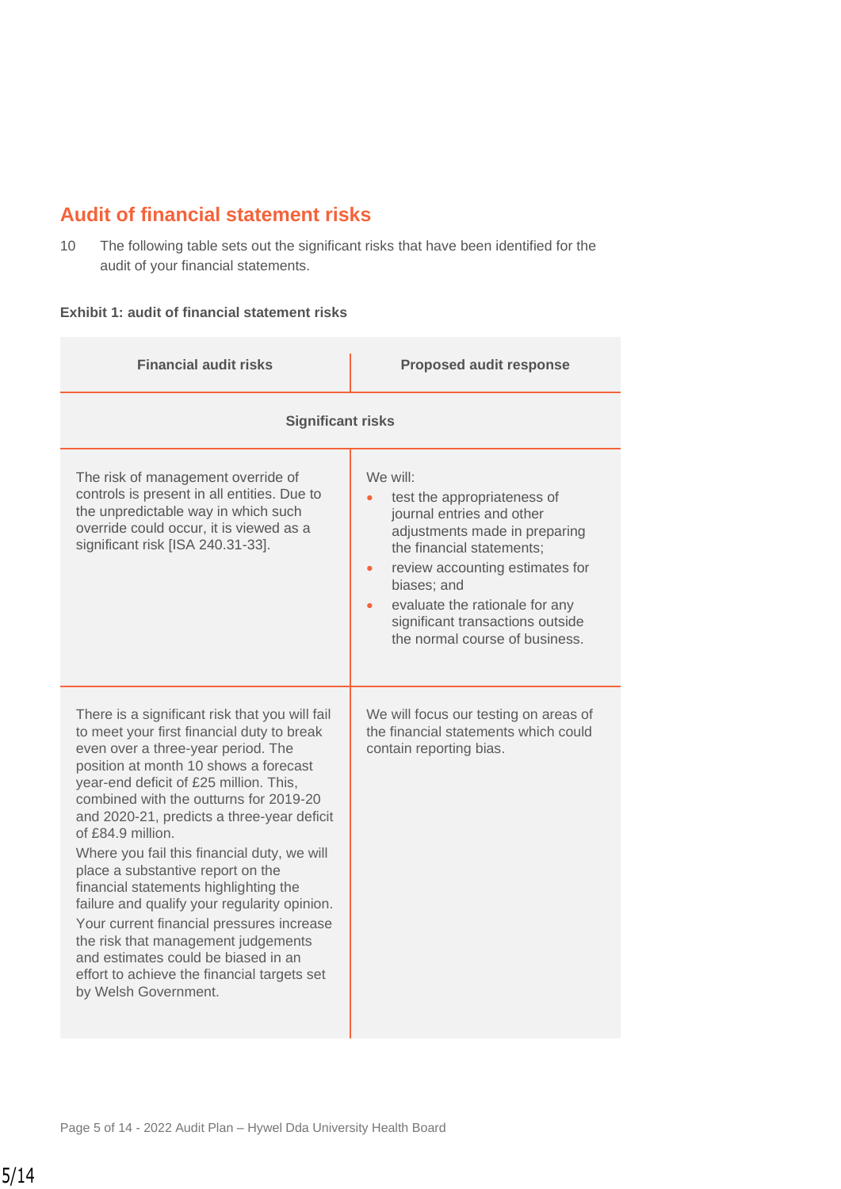## Audit of financial statement risks

10 The following table sets out the significant risks that have been identified for the audit of your financial statements.

**Exhibit 1: audit of financial statement risks**

| Financial audit risks | Proposed audit response |
|---|---|
| **Significant risks** | |
| The risk of management override of controls is present in all entities. Due to the unpredictable way in which such override could occur, it is viewed as a significant risk [ISA 240.31-33]. | We will:<br>• test the appropriateness of journal entries and other adjustments made in preparing the financial statements;<br>• review accounting estimates for biases; and<br>• evaluate the rationale for any significant transactions outside the normal course of business. |
| There is a significant risk that you will fail to meet your first financial duty to break even over a three-year period. The position at month 10 shows a forecast year-end deficit of £25 million. This, combined with the outturns for 2019-20 and 2020-21, predicts a three-year deficit of £84.9 million.<br>Where you fail this financial duty, we will place a substantive report on the financial statements highlighting the failure and qualify your regularity opinion.<br>Your current financial pressures increase the risk that management judgements and estimates could be biased in an effort to achieve the financial targets set by Welsh Government. | We will focus our testing on areas of the financial statements which could contain reporting bias. |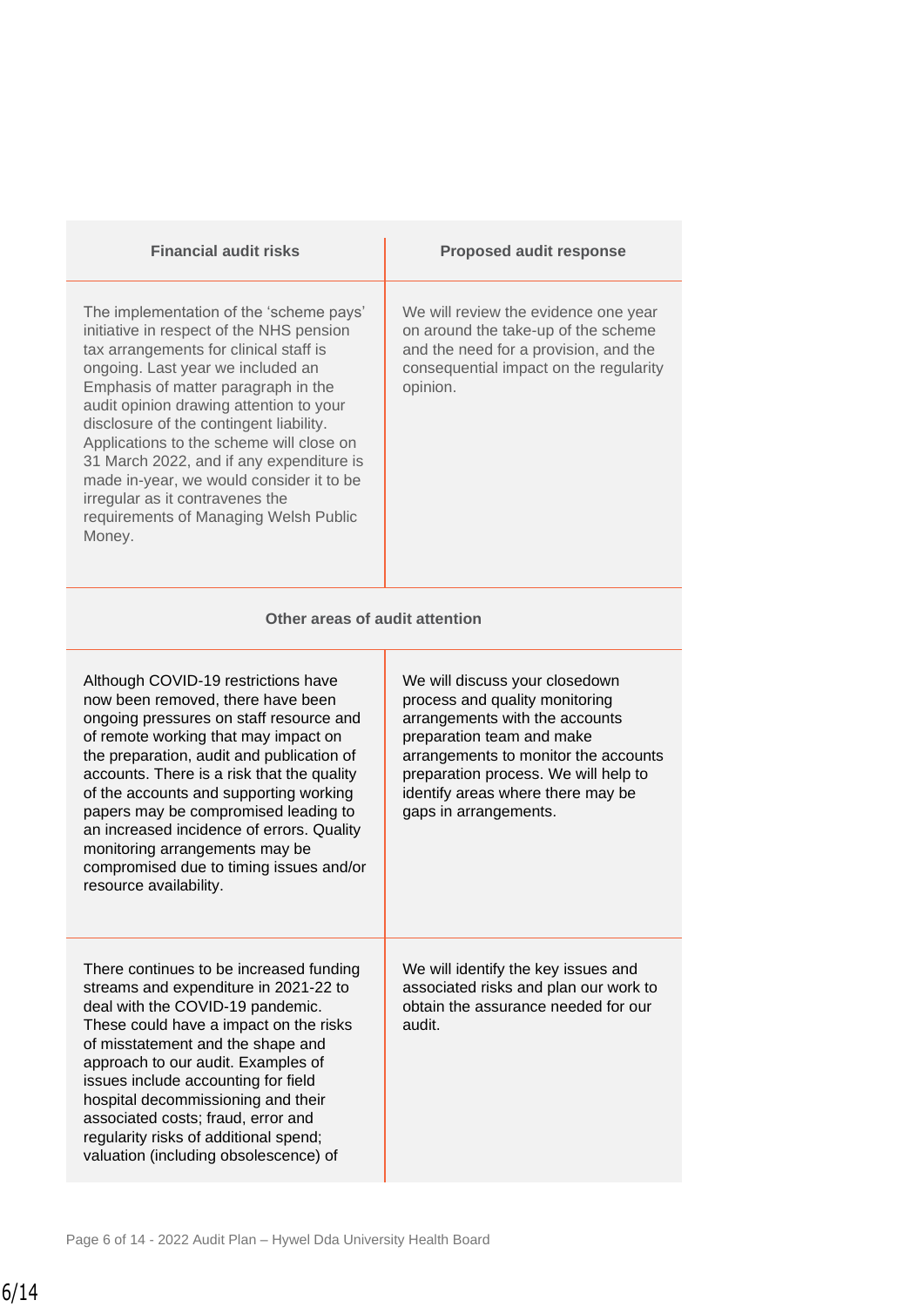| Financial audit risks | Proposed audit response |
|---|---|
| The implementation of the 'scheme pays' initiative in respect of the NHS pension tax arrangements for clinical staff is ongoing. Last year we included an Emphasis of matter paragraph in the audit opinion drawing attention to your disclosure of the contingent liability. Applications to the scheme will close on 31 March 2022, and if any expenditure is made in-year, we would consider it to be irregular as it contravenes the requirements of Managing Welsh Public Money. | We will review the evidence one year on around the take-up of the scheme and the need for a provision, and the consequential impact on the regularity opinion. |
| **Other areas of audit attention** | |
| Although COVID-19 restrictions have now been removed, there have been ongoing pressures on staff resource and of remote working that may impact on the preparation, audit and publication of accounts. There is a risk that the quality of the accounts and supporting working papers may be compromised leading to an increased incidence of errors. Quality monitoring arrangements may be compromised due to timing issues and/or resource availability. | We will discuss your closedown process and quality monitoring arrangements with the accounts preparation team and make arrangements to monitor the accounts preparation process. We will help to identify areas where there may be gaps in arrangements. |
| There continues to be increased funding streams and expenditure in 2021-22 to deal with the COVID-19 pandemic. These could have a impact on the risks of misstatement and the shape and approach to our audit. Examples of issues include accounting for field hospital decommissioning and their associated costs; fraud, error and regularity risks of additional spend; valuation (including obsolescence) of | We will identify the key issues and associated risks and plan our work to obtain the assurance needed for our audit. |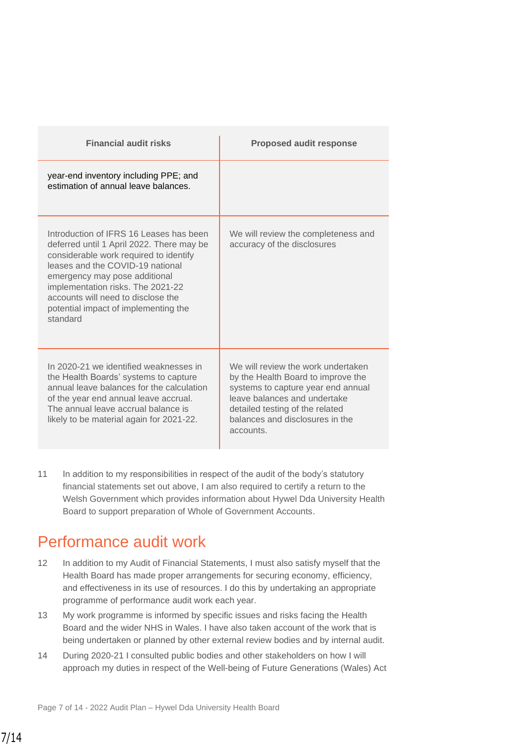| Financial audit risks | Proposed audit response |
| --- | --- |
| year-end inventory including PPE; and estimation of annual leave balances. | |
| Introduction of IFRS 16 Leases has been deferred until 1 April 2022. There may be considerable work required to identify leases and the COVID-19 national emergency may pose additional implementation risks. The 2021-22 accounts will need to disclose the potential impact of implementing the standard | We will review the completeness and accuracy of the disclosures |
| In 2020-21 we identified weaknesses in the Health Boards' systems to capture annual leave balances for the calculation of the year end annual leave accrual. The annual leave accrual balance is likely to be material again for 2021-22. | We will review the work undertaken by the Health Board to improve the systems to capture year end annual leave balances and undertake detailed testing of the related balances and disclosures in the accounts. |

11 In addition to my responsibilities in respect of the audit of the body's statutory financial statements set out above, I am also required to certify a return to the Welsh Government which provides information about Hywel Dda University Health Board to support preparation of Whole of Government Accounts.

## Performance audit work

12 In addition to my Audit of Financial Statements, I must also satisfy myself that the Health Board has made proper arrangements for securing economy, efficiency, and effectiveness in its use of resources. I do this by undertaking an appropriate programme of performance audit work each year.

13 My work programme is informed by specific issues and risks facing the Health Board and the wider NHS in Wales. I have also taken account of the work that is being undertaken or planned by other external review bodies and by internal audit.

14 During 2020-21 I consulted public bodies and other stakeholders on how I will approach my duties in respect of the Well-being of Future Generations (Wales) Act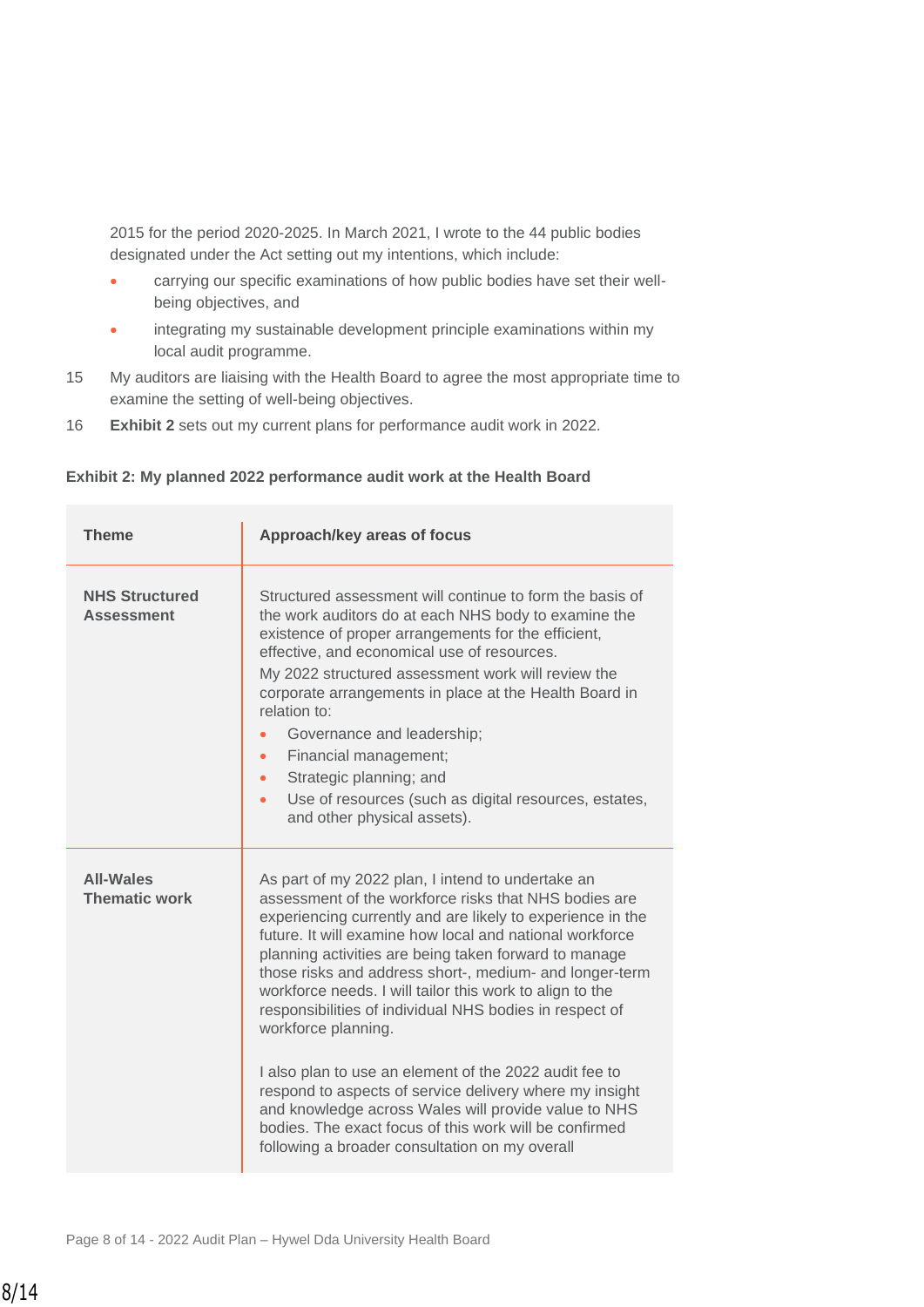2015 for the period 2020-2025. In March 2021, I wrote to the 44 public bodies designated under the Act setting out my intentions, which include:

- carrying our specific examinations of how public bodies have set their well-being objectives, and
- integrating my sustainable development principle examinations within my local audit programme.

15 My auditors are liaising with the Health Board to agree the most appropriate time to examine the setting of well-being objectives.

16 **Exhibit 2** sets out my current plans for performance audit work in 2022.

**Exhibit 2: My planned 2022 performance audit work at the Health Board**

| Theme | Approach/key areas of focus |
|---|---|
| **NHS Structured Assessment** | Structured assessment will continue to form the basis of the work auditors do at each NHS body to examine the existence of proper arrangements for the efficient, effective, and economical use of resources.<br>My 2022 structured assessment work will review the corporate arrangements in place at the Health Board in relation to:<br>• Governance and leadership;<br>• Financial management;<br>• Strategic planning; and<br>• Use of resources (such as digital resources, estates, and other physical assets). |
| **All-Wales Thematic work** | As part of my 2022 plan, I intend to undertake an assessment of the workforce risks that NHS bodies are experiencing currently and are likely to experience in the future. It will examine how local and national workforce planning activities are being taken forward to manage those risks and address short-, medium- and longer-term workforce needs. I will tailor this work to align to the responsibilities of individual NHS bodies in respect of workforce planning.<br><br>I also plan to use an element of the 2022 audit fee to respond to aspects of service delivery where my insight and knowledge across Wales will provide value to NHS bodies. The exact focus of this work will be confirmed following a broader consultation on my overall |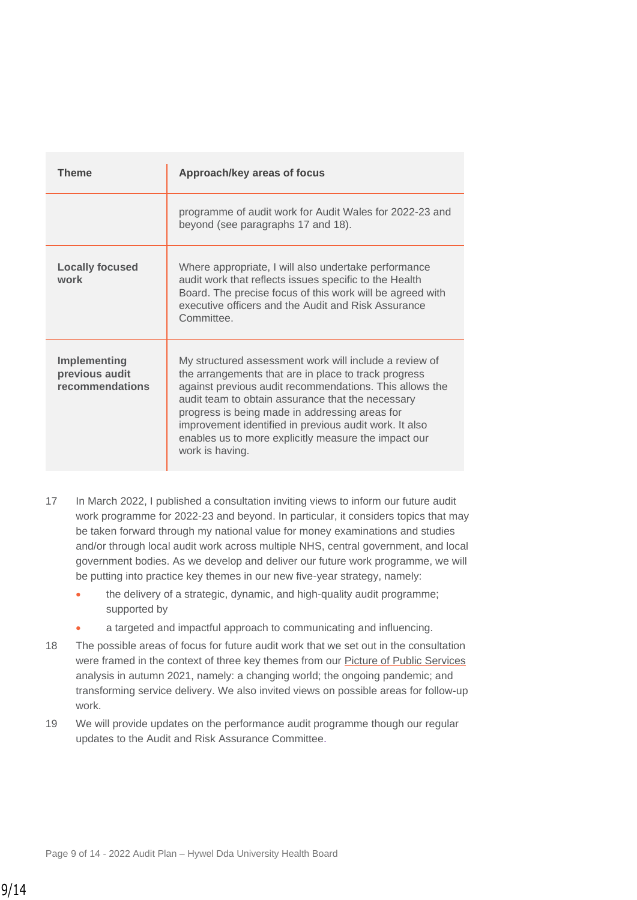| Theme | Approach/key areas of focus |
|---|---|
| | programme of audit work for Audit Wales for 2022-23 and beyond (see paragraphs 17 and 18). |
| **Locally focused work** | Where appropriate, I will also undertake performance audit work that reflects issues specific to the Health Board. The precise focus of this work will be agreed with executive officers and the Audit and Risk Assurance Committee. |
| **Implementing previous audit recommendations** | My structured assessment work will include a review of the arrangements that are in place to track progress against previous audit recommendations. This allows the audit team to obtain assurance that the necessary progress is being made in addressing areas for improvement identified in previous audit work. It also enables us to more explicitly measure the impact our work is having. |

17 In March 2022, I published a consultation inviting views to inform our future audit work programme for 2022-23 and beyond. In particular, it considers topics that may be taken forward through my national value for money examinations and studies and/or through local audit work across multiple NHS, central government, and local government bodies. As we develop and deliver our future work programme, we will be putting into practice key themes in our new five-year strategy, namely:

- the delivery of a strategic, dynamic, and high-quality audit programme; supported by
- a targeted and impactful approach to communicating and influencing.

18 The possible areas of focus for future audit work that we set out in the consultation were framed in the context of three key themes from our Picture of Public Services analysis in autumn 2021, namely: a changing world; the ongoing pandemic; and transforming service delivery. We also invited views on possible areas for follow-up work.

19 We will provide updates on the performance audit programme though our regular updates to the Audit and Risk Assurance Committee.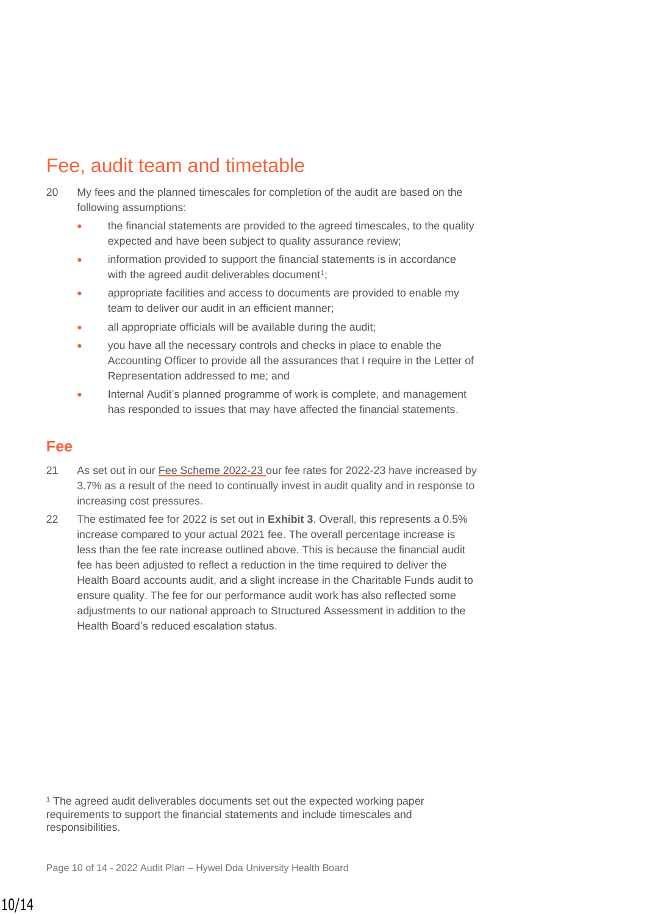## Fee, audit team and timetable

20 My fees and the planned timescales for completion of the audit are based on the following assumptions:

- the financial statements are provided to the agreed timescales, to the quality expected and have been subject to quality assurance review;
- information provided to support the financial statements is in accordance with the agreed audit deliverables document[1];
- appropriate facilities and access to documents are provided to enable my team to deliver our audit in an efficient manner;
- all appropriate officials will be available during the audit;
- you have all the necessary controls and checks in place to enable the Accounting Officer to provide all the assurances that I require in the Letter of Representation addressed to me; and
- Internal Audit's planned programme of work is complete, and management has responded to issues that may have affected the financial statements.

### Fee

21 As set out in our Fee Scheme 2022-23 our fee rates for 2022-23 have increased by 3.7% as a result of the need to continually invest in audit quality and in response to increasing cost pressures.

22 The estimated fee for 2022 is set out in **Exhibit 3**. Overall, this represents a 0.5% increase compared to your actual 2021 fee. The overall percentage increase is less than the fee rate increase outlined above. This is because the financial audit fee has been adjusted to reflect a reduction in the time required to deliver the Health Board accounts audit, and a slight increase in the Charitable Funds audit to ensure quality. The fee for our performance audit work has also reflected some adjustments to our national approach to Structured Assessment in addition to the Health Board's reduced escalation status.

[1] The agreed audit deliverables documents set out the expected working paper requirements to support the financial statements and include timescales and responsibilities.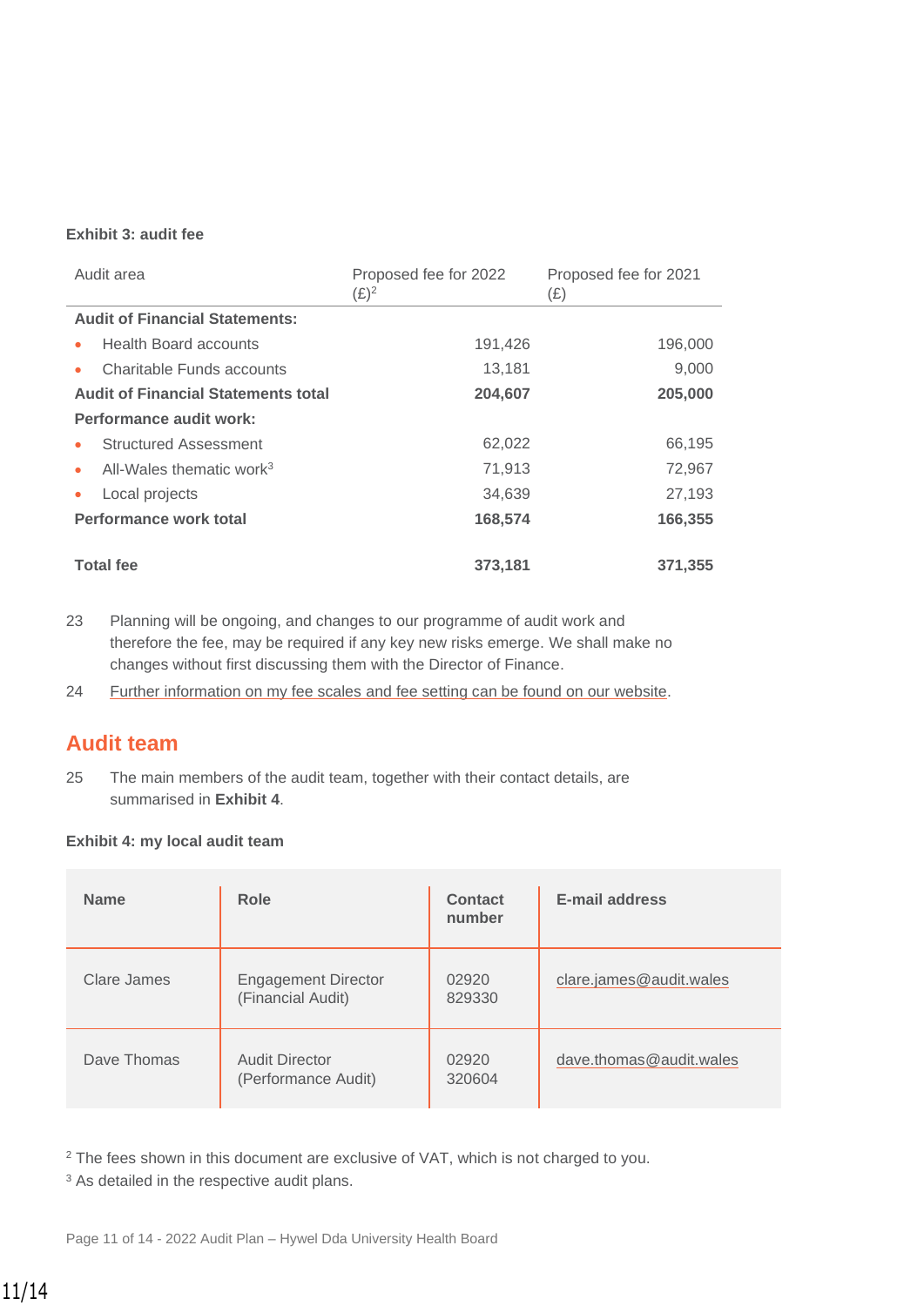**Exhibit 3: audit fee**

| Audit area | Proposed fee for 2022 (£)[2] | Proposed fee for 2021 (£) |
|---|---|---|
| **Audit of Financial Statements:** | | |
| • Health Board accounts | 191,426 | 196,000 |
| • Charitable Funds accounts | 13,181 | 9,000 |
| **Audit of Financial Statements total** | **204,607** | **205,000** |
| **Performance audit work:** | | |
| • Structured Assessment | 62,022 | 66,195 |
| • All-Wales thematic work[3] | 71,913 | 72,967 |
| • Local projects | 34,639 | 27,193 |
| **Performance work total** | **168,574** | **166,355** |
| **Total fee** | **373,181** | **371,355** |

23 Planning will be ongoing, and changes to our programme of audit work and therefore the fee, may be required if any key new risks emerge. We shall make no changes without first discussing them with the Director of Finance.

24 Further information on my fee scales and fee setting can be found on our website.

## Audit team

25 The main members of the audit team, together with their contact details, are summarised in **Exhibit 4**.

**Exhibit 4: my local audit team**

| Name | Role | Contact number | E-mail address |
|---|---|---|---|
| Clare James | Engagement Director (Financial Audit) | 02920 829330 | clare.james@audit.wales |
| Dave Thomas | Audit Director (Performance Audit) | 02920 320604 | dave.thomas@audit.wales |

[2] The fees shown in this document are exclusive of VAT, which is not charged to you.

[3] As detailed in the respective audit plans.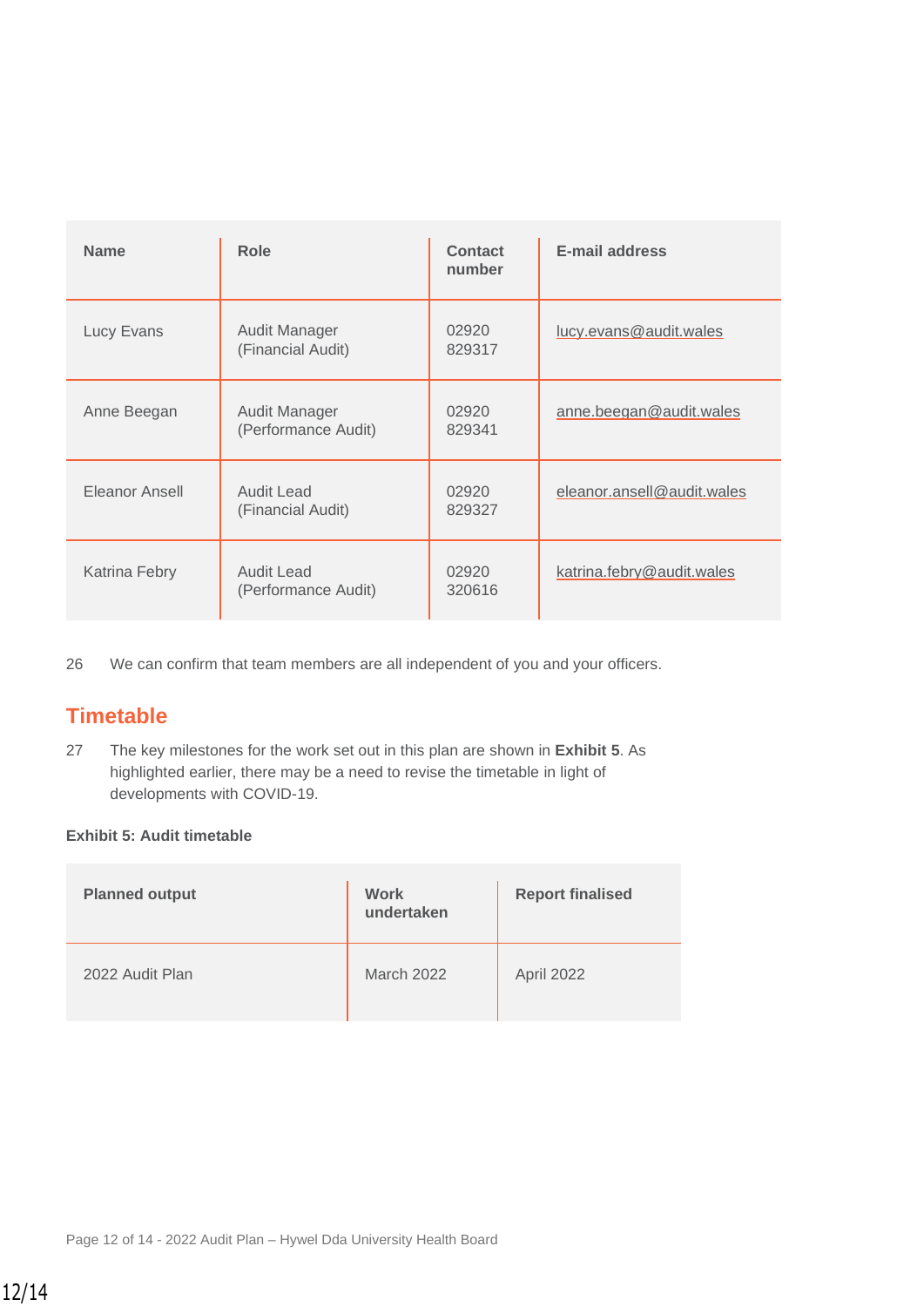| Name | Role | Contact number | E-mail address |
|---|---|---|---|
| Lucy Evans | Audit Manager (Financial Audit) | 02920 829317 | lucy.evans@audit.wales |
| Anne Beegan | Audit Manager (Performance Audit) | 02920 829341 | anne.beegan@audit.wales |
| Eleanor Ansell | Audit Lead (Financial Audit) | 02920 829327 | eleanor.ansell@audit.wales |
| Katrina Febry | Audit Lead (Performance Audit) | 02920 320616 | katrina.febry@audit.wales |

26 We can confirm that team members are all independent of you and your officers.

## Timetable

27 The key milestones for the work set out in this plan are shown in **Exhibit 5**. As highlighted earlier, there may be a need to revise the timetable in light of developments with COVID-19.

**Exhibit 5: Audit timetable**

| Planned output | Work undertaken | Report finalised |
|---|---|---|
| 2022 Audit Plan | March 2022 | April 2022 |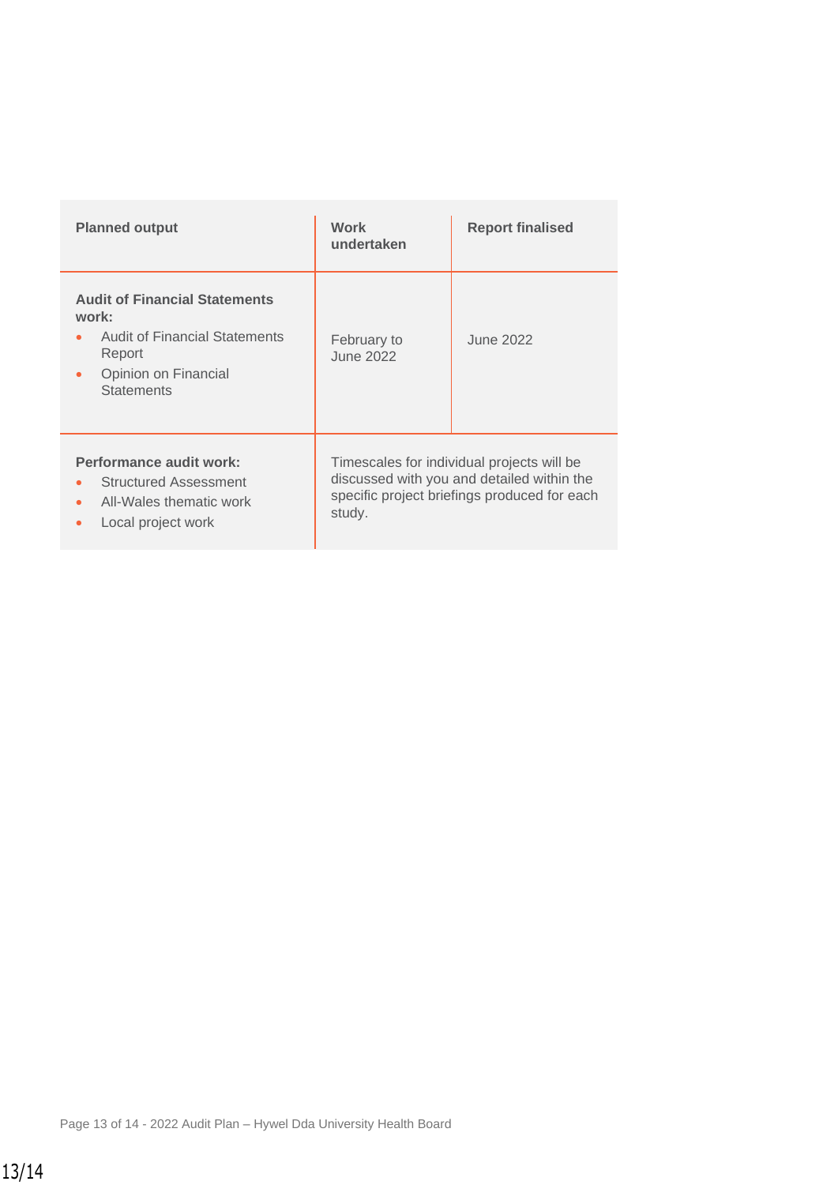| Planned output | Work undertaken | Report finalised |
|---|---|---|
| **Audit of Financial Statements work:**<br>• Audit of Financial Statements Report<br>• Opinion on Financial Statements | February to June 2022 | June 2022 |
| **Performance audit work:**<br>• Structured Assessment<br>• All-Wales thematic work<br>• Local project work | Timescales for individual projects will be discussed with you and detailed within the specific project briefings produced for each study. | |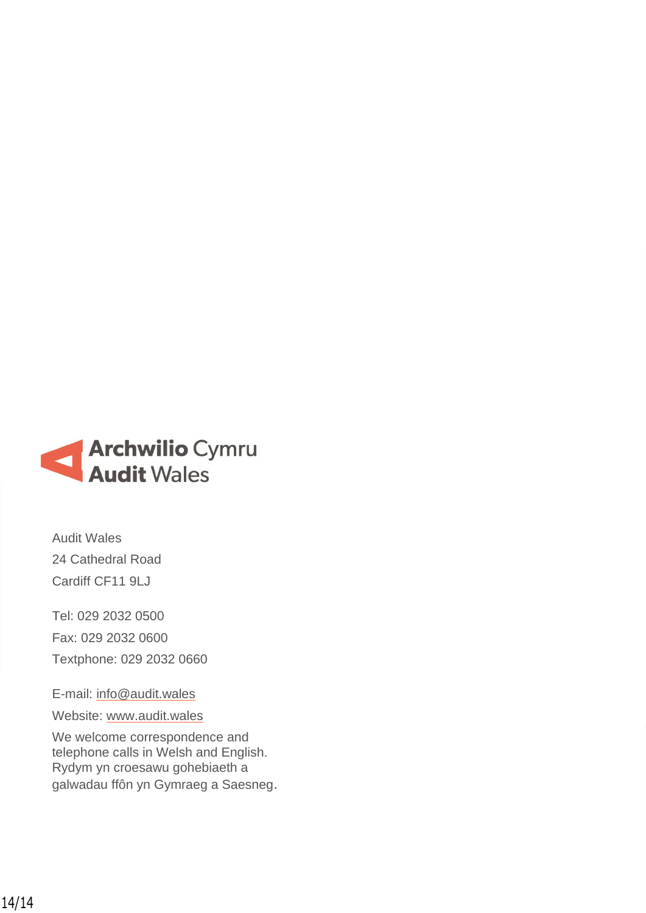Archwilio Cymru
Audit Wales

Audit Wales
24 Cathedral Road
Cardiff CF11 9LJ

Tel: 029 2032 0500
Fax: 029 2032 0600
Textphone: 029 2032 0660

E-mail: info@audit.wales
Website: www.audit.wales

We welcome correspondence and telephone calls in Welsh and English.
Rydym yn croesawu gohebiaeth a galwadau ffôn yn Gymraeg a Saesneg.